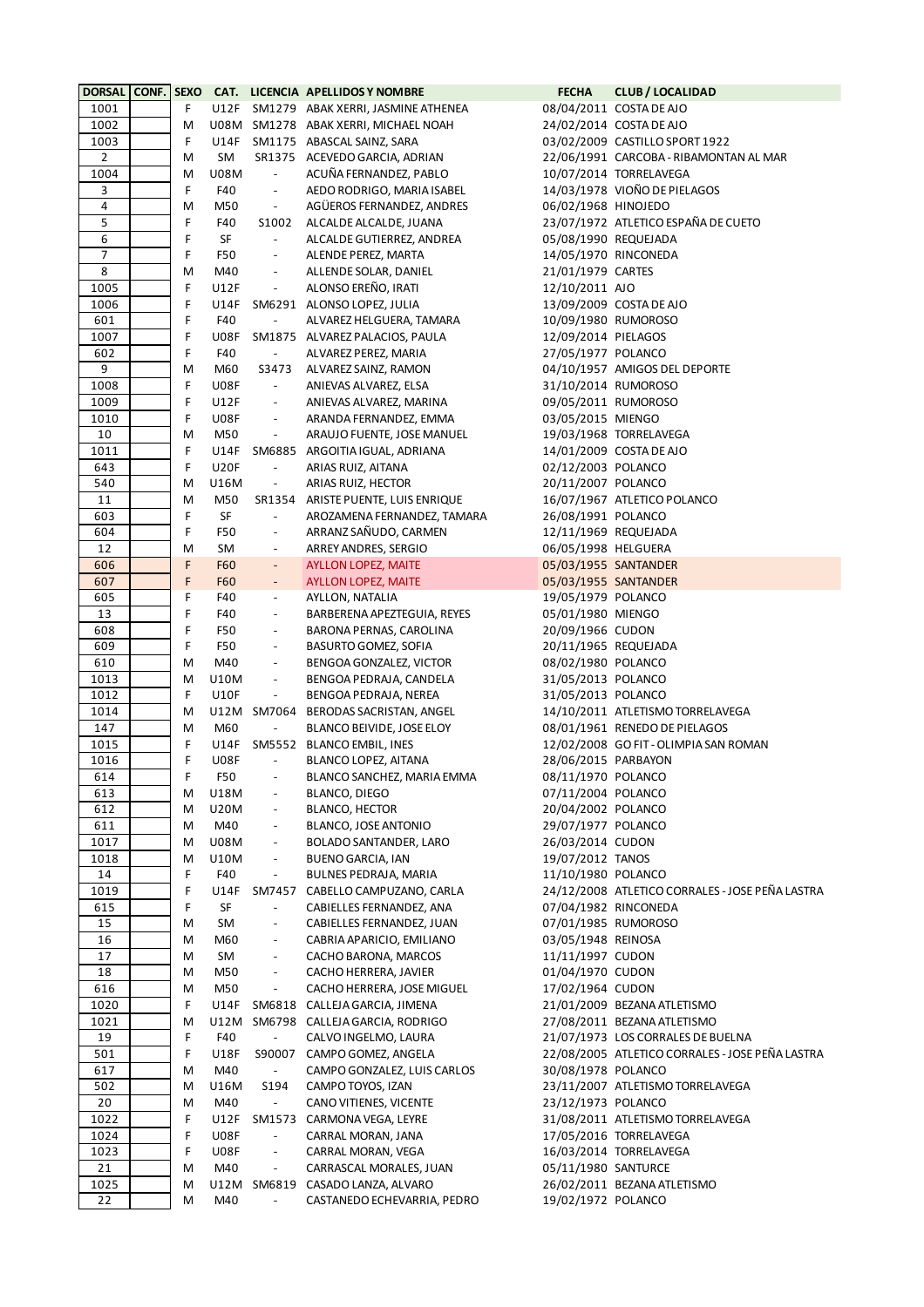| DORSAL | CONF. | SEXO | CAT. | LICENCIA | APELLIDOS Y NOMBRE | FECHA | CLUB / LOCALIDAD |
|---|---|---|---|---|---|---|---|
| 1001 | | F | U12F | SM1279 | ABAK XERRI, JASMINE ATHENEA | 08/04/2011 | COSTA DE AJO |
| 1002 | | M | U08M | SM1278 | ABAK XERRI, MICHAEL NOAH | 24/02/2014 | COSTA DE AJO |
| 1003 | | F | U14F | SM1175 | ABASCAL SAINZ, SARA | 03/02/2009 | CASTILLO SPORT 1922 |
| 2 | | M | SM | SR1375 | ACEVEDO GARCIA, ADRIAN | 22/06/1991 | CARCOBA - RIBAMONTAN AL MAR |
| 1004 | | M | U08M | - | ACUÑA FERNANDEZ, PABLO | 10/07/2014 | TORRELAVEGA |
| 3 | | F | F40 | - | AEDO RODRIGO, MARIA ISABEL | 14/03/1978 | VIOÑO DE PIELAGOS |
| 4 | | M | M50 | - | AGÜEROS FERNANDEZ, ANDRES | 06/02/1968 | HINOJEDO |
| 5 | | F | F40 | S1002 | ALCALDE ALCALDE, JUANA | 23/07/1972 | ATLETICO ESPAÑA DE CUETO |
| 6 | | F | SF | - | ALCALDE GUTIERREZ, ANDREA | 05/08/1990 | REQUEJADA |
| 7 | | F | F50 | - | ALENDE PEREZ, MARTA | 14/05/1970 | RINCONEDA |
| 8 | | M | M40 | - | ALLENDE SOLAR, DANIEL | 21/01/1979 | CARTES |
| 1005 | | F | U12F | - | ALONSO EREÑO, IRATI | 12/10/2011 | AJO |
| 1006 | | F | U14F | SM6291 | ALONSO LOPEZ, JULIA | 13/09/2009 | COSTA DE AJO |
| 601 | | F | F40 | - | ALVAREZ HELGUERA, TAMARA | 10/09/1980 | RUMOROSO |
| 1007 | | F | U08F | SM1875 | ALVAREZ PALACIOS, PAULA | 12/09/2014 | PIELAGOS |
| 602 | | F | F40 | - | ALVAREZ PEREZ, MARIA | 27/05/1977 | POLANCO |
| 9 | | M | M60 | S3473 | ALVAREZ SAINZ, RAMON | 04/10/1957 | AMIGOS DEL DEPORTE |
| 1008 | | F | U08F | - | ANIEVAS ALVAREZ, ELSA | 31/10/2014 | RUMOROSO |
| 1009 | | F | U12F | - | ANIEVAS ALVAREZ, MARINA | 09/05/2011 | RUMOROSO |
| 1010 | | F | U08F | - | ARANDA FERNANDEZ, EMMA | 03/05/2015 | MIENGO |
| 10 | | M | M50 | - | ARAUJO FUENTE, JOSE MANUEL | 19/03/1968 | TORRELAVEGA |
| 1011 | | F | U14F | SM6885 | ARGOITIA IGUAL, ADRIANA | 14/01/2009 | COSTA DE AJO |
| 643 | | F | U20F | - | ARIAS RUIZ, AITANA | 02/12/2003 | POLANCO |
| 540 | | M | U16M | - | ARIAS RUIZ, HECTOR | 20/11/2007 | POLANCO |
| 11 | | M | M50 | SR1354 | ARISTE PUENTE, LUIS ENRIQUE | 16/07/1967 | ATLETICO POLANCO |
| 603 | | F | SF | - | AROZAMENA FERNANDEZ, TAMARA | 26/08/1991 | POLANCO |
| 604 | | F | F50 | - | ARRANZ SAÑUDO, CARMEN | 12/11/1969 | REQUEJADA |
| 12 | | M | SM | - | ARREY ANDRES, SERGIO | 06/05/1998 | HELGUERA |
| 606 | | F | F60 | - | AYLLON LOPEZ, MAITE | 05/03/1955 | SANTANDER |
| 607 | | F | F60 | - | AYLLON LOPEZ, MAITE | 05/03/1955 | SANTANDER |
| 605 | | F | F40 | - | AYLLON, NATALIA | 19/05/1979 | POLANCO |
| 13 | | F | F40 | - | BARBERENA APEZTEGUIA, REYES | 05/01/1980 | MIENGO |
| 608 | | F | F50 | - | BARONA PERNAS, CAROLINA | 20/09/1966 | CUDON |
| 609 | | F | F50 | - | BASURTO GOMEZ, SOFIA | 20/11/1965 | REQUEJADA |
| 610 | | M | M40 | - | BENGOA GONZALEZ, VICTOR | 08/02/1980 | POLANCO |
| 1013 | | M | U10M | - | BENGOA PEDRAJA, CANDELA | 31/05/2013 | POLANCO |
| 1012 | | F | U10F | - | BENGOA PEDRAJA, NEREA | 31/05/2013 | POLANCO |
| 1014 | | M | U12M | SM7064 | BERODAS SACRISTAN, ANGEL | 14/10/2011 | ATLETISMO TORRELAVEGA |
| 147 | | M | M60 | - | BLANCO BEIVIDE, JOSE ELOY | 08/01/1961 | RENEDO DE PIELAGOS |
| 1015 | | F | U14F | SM5552 | BLANCO EMBIL, INES | 12/02/2008 | GO FIT - OLIMPIA SAN ROMAN |
| 1016 | | F | U08F | - | BLANCO LOPEZ, AITANA | 28/06/2015 | PARBAYON |
| 614 | | F | F50 | - | BLANCO SANCHEZ, MARIA EMMA | 08/11/1970 | POLANCO |
| 613 | | M | U18M | - | BLANCO, DIEGO | 07/11/2004 | POLANCO |
| 612 | | M | U20M | - | BLANCO, HECTOR | 20/04/2002 | POLANCO |
| 611 | | M | M40 | - | BLANCO, JOSE ANTONIO | 29/07/1977 | POLANCO |
| 1017 | | M | U08M | - | BOLADO SANTANDER, LARO | 26/03/2014 | CUDON |
| 1018 | | M | U10M | - | BUENO GARCIA, IAN | 19/07/2012 | TANOS |
| 14 | | F | F40 | - | BULNES PEDRAJA, MARIA | 11/10/1980 | POLANCO |
| 1019 | | F | U14F | SM7457 | CABELLO CAMPUZANO, CARLA | 24/12/2008 | ATLETICO CORRALES - JOSE PEÑA LASTRA |
| 615 | | F | SF | - | CABIELLES FERNANDEZ, ANA | 07/04/1982 | RINCONEDA |
| 15 | | M | SM | - | CABIELLES FERNANDEZ, JUAN | 07/01/1985 | RUMOROSO |
| 16 | | M | M60 | - | CABRIA APARICIO, EMILIANO | 03/05/1948 | REINOSA |
| 17 | | M | SM | - | CACHO BARONA, MARCOS | 11/11/1997 | CUDON |
| 18 | | M | M50 | - | CACHO HERRERA, JAVIER | 01/04/1970 | CUDON |
| 616 | | M | M50 | - | CACHO HERRERA, JOSE MIGUEL | 17/02/1964 | CUDON |
| 1020 | | F | U14F | SM6818 | CALLEJA GARCIA, JIMENA | 21/01/2009 | BEZANA ATLETISMO |
| 1021 | | M | U12M | SM6798 | CALLEJA GARCIA, RODRIGO | 27/08/2011 | BEZANA ATLETISMO |
| 19 | | F | F40 | - | CALVO INGELMO, LAURA | 21/07/1973 | LOS CORRALES DE BUELNA |
| 501 | | F | U18F | S90007 | CAMPO GOMEZ, ANGELA | 22/08/2005 | ATLETICO CORRALES - JOSE PEÑA LASTRA |
| 617 | | M | M40 | - | CAMPO GONZALEZ, LUIS CARLOS | 30/08/1978 | POLANCO |
| 502 | | M | U16M | S194 | CAMPO TOYOS, IZAN | 23/11/2007 | ATLETISMO TORRELAVEGA |
| 20 | | M | M40 | - | CANO VITIENES, VICENTE | 23/12/1973 | POLANCO |
| 1022 | | F | U12F | SM1573 | CARMONA VEGA, LEYRE | 31/08/2011 | ATLETISMO TORRELAVEGA |
| 1024 | | F | U08F | - | CARRAL MORAN, JANA | 17/05/2016 | TORRELAVEGA |
| 1023 | | F | U08F | - | CARRAL MORAN, VEGA | 16/03/2014 | TORRELAVEGA |
| 21 | | M | M40 | - | CARRASCAL MORALES, JUAN | 05/11/1980 | SANTURCE |
| 1025 | | M | U12M | SM6819 | CASADO LANZA, ALVARO | 26/02/2011 | BEZANA ATLETISMO |
| 22 | | M | M40 | - | CASTANEDO ECHEVARRIA, PEDRO | 19/02/1972 | POLANCO |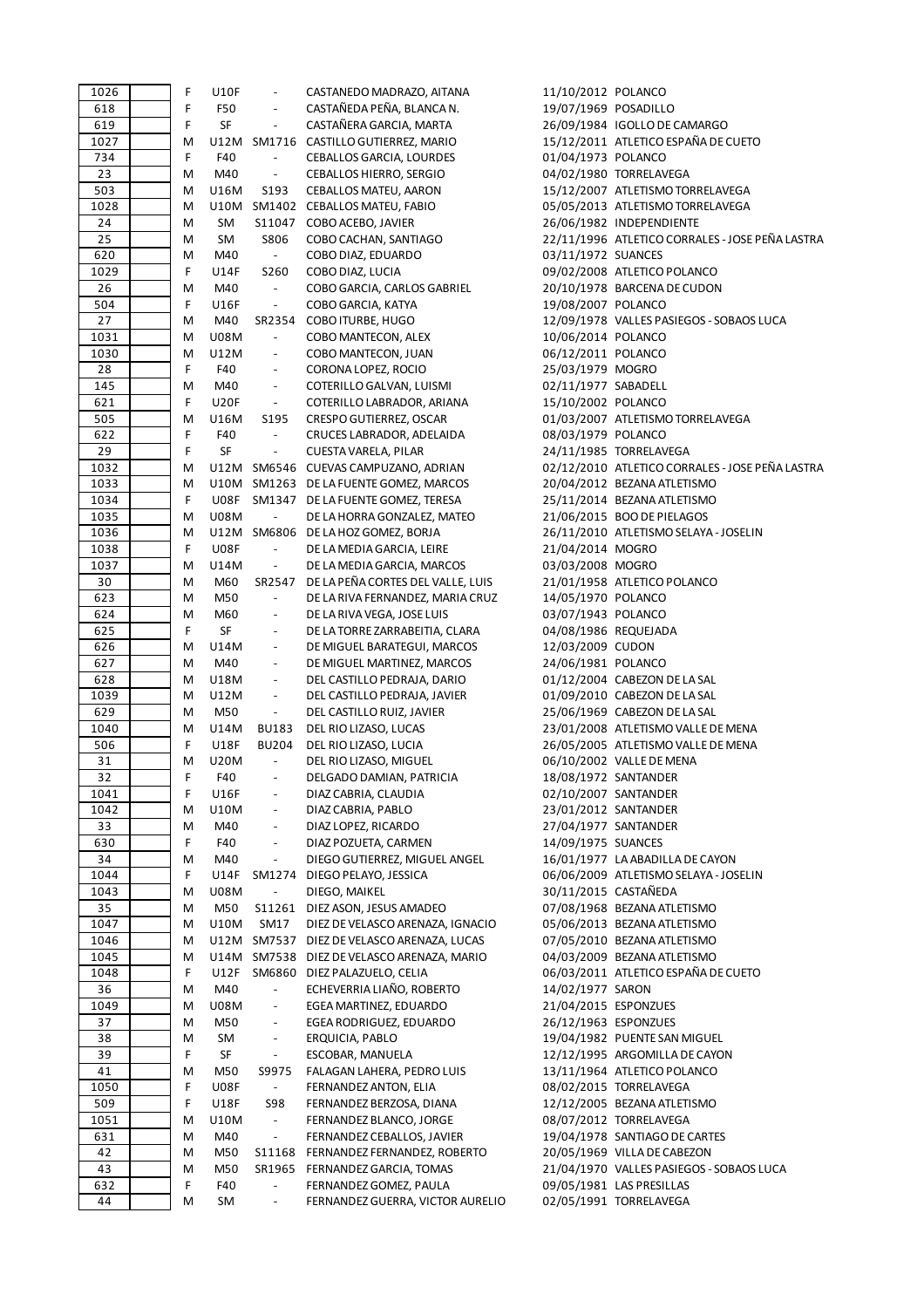| | | | | | | | |
|---|---|---|---|---|---|---|---|
| 1026 | | F | U10F | - | CASTANEDO MADRAZO, AITANA | 11/10/2012 | POLANCO |
| 618 | | F | F50 | - | CASTAÑEDA PEÑA, BLANCA N. | 19/07/1969 | POSADILLO |
| 619 | | F | SF | - | CASTAÑERA GARCIA, MARTA | 26/09/1984 | IGOLLO DE CAMARGO |
| 1027 | | M | U12M | SM1716 | CASTILLO GUTIERREZ, MARIO | 15/12/2011 | ATLETICO ESPAÑA DE CUETO |
| 734 | | F | F40 | - | CEBALLOS GARCIA, LOURDES | 01/04/1973 | POLANCO |
| 23 | | M | M40 | - | CEBALLOS HIERRO, SERGIO | 04/02/1980 | TORRELAVEGA |
| 503 | | M | U16M | S193 | CEBALLOS MATEU, AARON | 15/12/2007 | ATLETISMO TORRELAVEGA |
| 1028 | | M | U10M | SM1402 | CEBALLOS MATEU, FABIO | 05/05/2013 | ATLETISMO TORRELAVEGA |
| 24 | | M | SM | S11047 | COBO ACEBO, JAVIER | 26/06/1982 | INDEPENDIENTE |
| 25 | | M | SM | S806 | COBO CACHAN, SANTIAGO | 22/11/1996 | ATLETICO CORRALES - JOSE PEÑA LASTRA |
| 620 | | M | M40 | - | COBO DIAZ, EDUARDO | 03/11/1972 | SUANCES |
| 1029 | | F | U14F | S260 | COBO DIAZ, LUCIA | 09/02/2008 | ATLETICO POLANCO |
| 26 | | M | M40 | - | COBO GARCIA, CARLOS GABRIEL | 20/10/1978 | BARCENA DE CUDON |
| 504 | | F | U16F | - | COBO GARCIA, KATYA | 19/08/2007 | POLANCO |
| 27 | | M | M40 | SR2354 | COBO ITURBE, HUGO | 12/09/1978 | VALLES PASIEGOS - SOBAOS LUCA |
| 1031 | | M | U08M | - | COBO MANTECON, ALEX | 10/06/2014 | POLANCO |
| 1030 | | M | U12M | - | COBO MANTECON, JUAN | 06/12/2011 | POLANCO |
| 28 | | F | F40 | - | CORONA LOPEZ, ROCIO | 25/03/1979 | MOGRO |
| 145 | | M | M40 | - | COTERILLO GALVAN, LUISMI | 02/11/1977 | SABADELL |
| 621 | | F | U20F | - | COTERILLO LABRADOR, ARIANA | 15/10/2002 | POLANCO |
| 505 | | M | U16M | S195 | CRESPO GUTIERREZ, OSCAR | 01/03/2007 | ATLETISMO TORRELAVEGA |
| 622 | | F | F40 | - | CRUCES LABRADOR, ADELAIDA | 08/03/1979 | POLANCO |
| 29 | | F | SF | - | CUESTA VARELA, PILAR | 24/11/1985 | TORRELAVEGA |
| 1032 | | M | U12M | SM6546 | CUEVAS CAMPUZANO, ADRIAN | 02/12/2010 | ATLETICO CORRALES - JOSE PEÑA LASTRA |
| 1033 | | M | U10M | SM1263 | DE LA FUENTE GOMEZ, MARCOS | 20/04/2012 | BEZANA ATLETISMO |
| 1034 | | F | U08F | SM1347 | DE LA FUENTE GOMEZ, TERESA | 25/11/2014 | BEZANA ATLETISMO |
| 1035 | | M | U08M | - | DE LA HORRA GONZALEZ, MATEO | 21/06/2015 | BOO DE PIELAGOS |
| 1036 | | M | U12M | SM6806 | DE LA HOZ GOMEZ, BORJA | 26/11/2010 | ATLETISMO SELAYA - JOSELIN |
| 1038 | | F | U08F | - | DE LA MEDIA GARCIA, LEIRE | 21/04/2014 | MOGRO |
| 1037 | | M | U14M | - | DE LA MEDIA GARCIA, MARCOS | 03/03/2008 | MOGRO |
| 30 | | M | M60 | SR2547 | DE LA PEÑA CORTES DEL VALLE, LUIS | 21/01/1958 | ATLETICO POLANCO |
| 623 | | M | M50 | - | DE LA RIVA FERNANDEZ, MARIA CRUZ | 14/05/1970 | POLANCO |
| 624 | | M | M60 | - | DE LA RIVA VEGA, JOSE LUIS | 03/07/1943 | POLANCO |
| 625 | | F | SF | - | DE LA TORRE ZARRABEITIA, CLARA | 04/08/1986 | REQUEJADA |
| 626 | | M | U14M | - | DE MIGUEL BARATEGUI, MARCOS | 12/03/2009 | CUDON |
| 627 | | M | M40 | - | DE MIGUEL MARTINEZ, MARCOS | 24/06/1981 | POLANCO |
| 628 | | M | U18M | - | DEL CASTILLO PEDRAJA, DARIO | 01/12/2004 | CABEZON DE LA SAL |
| 1039 | | M | U12M | - | DEL CASTILLO PEDRAJA, JAVIER | 01/09/2010 | CABEZON DE LA SAL |
| 629 | | M | M50 | - | DEL CASTILLO RUIZ, JAVIER | 25/06/1969 | CABEZON DE LA SAL |
| 1040 | | M | U14M | BU183 | DEL RIO LIZASO, LUCAS | 23/01/2008 | ATLETISMO VALLE DE MENA |
| 506 | | F | U18F | BU204 | DEL RIO LIZASO, LUCIA | 26/05/2005 | ATLETISMO VALLE DE MENA |
| 31 | | M | U20M | - | DEL RIO LIZASO, MIGUEL | 06/10/2002 | VALLE DE MENA |
| 32 | | F | F40 | - | DELGADO DAMIAN, PATRICIA | 18/08/1972 | SANTANDER |
| 1041 | | F | U16F | - | DIAZ CABRIA, CLAUDIA | 02/10/2007 | SANTANDER |
| 1042 | | M | U10M | - | DIAZ CABRIA, PABLO | 23/01/2012 | SANTANDER |
| 33 | | M | M40 | - | DIAZ LOPEZ, RICARDO | 27/04/1977 | SANTANDER |
| 630 | | F | F40 | - | DIAZ POZUETA, CARMEN | 14/09/1975 | SUANCES |
| 34 | | M | M40 | - | DIEGO GUTIERREZ, MIGUEL ANGEL | 16/01/1977 | LA ABADILLA DE CAYON |
| 1044 | | F | U14F | SM1274 | DIEGO PELAYO, JESSICA | 06/06/2009 | ATLETISMO SELAYA - JOSELIN |
| 1043 | | M | U08M | - | DIEGO, MAIKEL | 30/11/2015 | CASTAÑEDA |
| 35 | | M | M50 | S11261 | DIEZ ASON, JESUS AMADEO | 07/08/1968 | BEZANA ATLETISMO |
| 1047 | | M | U10M | SM17 | DIEZ DE VELASCO ARENAZA, IGNACIO | 05/06/2013 | BEZANA ATLETISMO |
| 1046 | | M | U12M | SM7537 | DIEZ DE VELASCO ARENAZA, LUCAS | 07/05/2010 | BEZANA ATLETISMO |
| 1045 | | M | U14M | SM7538 | DIEZ DE VELASCO ARENAZA, MARIO | 04/03/2009 | BEZANA ATLETISMO |
| 1048 | | F | U12F | SM6860 | DIEZ PALAZUELO, CELIA | 06/03/2011 | ATLETICO ESPAÑA DE CUETO |
| 36 | | M | M40 | - | ECHEVERRIA LIAÑO, ROBERTO | 14/02/1977 | SARON |
| 1049 | | M | U08M | - | EGEA MARTINEZ, EDUARDO | 21/04/2015 | ESPONZUES |
| 37 | | M | M50 | - | EGEA RODRIGUEZ, EDUARDO | 26/12/1963 | ESPONZUES |
| 38 | | M | SM | - | ERQUICIA, PABLO | 19/04/1982 | PUENTE SAN MIGUEL |
| 39 | | F | SF | - | ESCOBAR, MANUELA | 12/12/1995 | ARGOMILLA DE CAYON |
| 41 | | M | M50 | S9975 | FALAGAN LAHERA, PEDRO LUIS | 13/11/1964 | ATLETICO POLANCO |
| 1050 | | F | U08F | - | FERNANDEZ ANTON, ELIA | 08/02/2015 | TORRELAVEGA |
| 509 | | F | U18F | S98 | FERNANDEZ BERZOSA, DIANA | 12/12/2005 | BEZANA ATLETISMO |
| 1051 | | M | U10M | - | FERNANDEZ BLANCO, JORGE | 08/07/2012 | TORRELAVEGA |
| 631 | | M | M40 | - | FERNANDEZ CEBALLOS, JAVIER | 19/04/1978 | SANTIAGO DE CARTES |
| 42 | | M | M50 | S11168 | FERNANDEZ FERNANDEZ, ROBERTO | 20/05/1969 | VILLA DE CABEZON |
| 43 | | M | M50 | SR1965 | FERNANDEZ GARCIA, TOMAS | 21/04/1970 | VALLES PASIEGOS - SOBAOS LUCA |
| 632 | | F | F40 | - | FERNANDEZ GOMEZ, PAULA | 09/05/1981 | LAS PRESILLAS |
| 44 | | M | SM | - | FERNANDEZ GUERRA, VICTOR AURELIO | 02/05/1991 | TORRELAVEGA |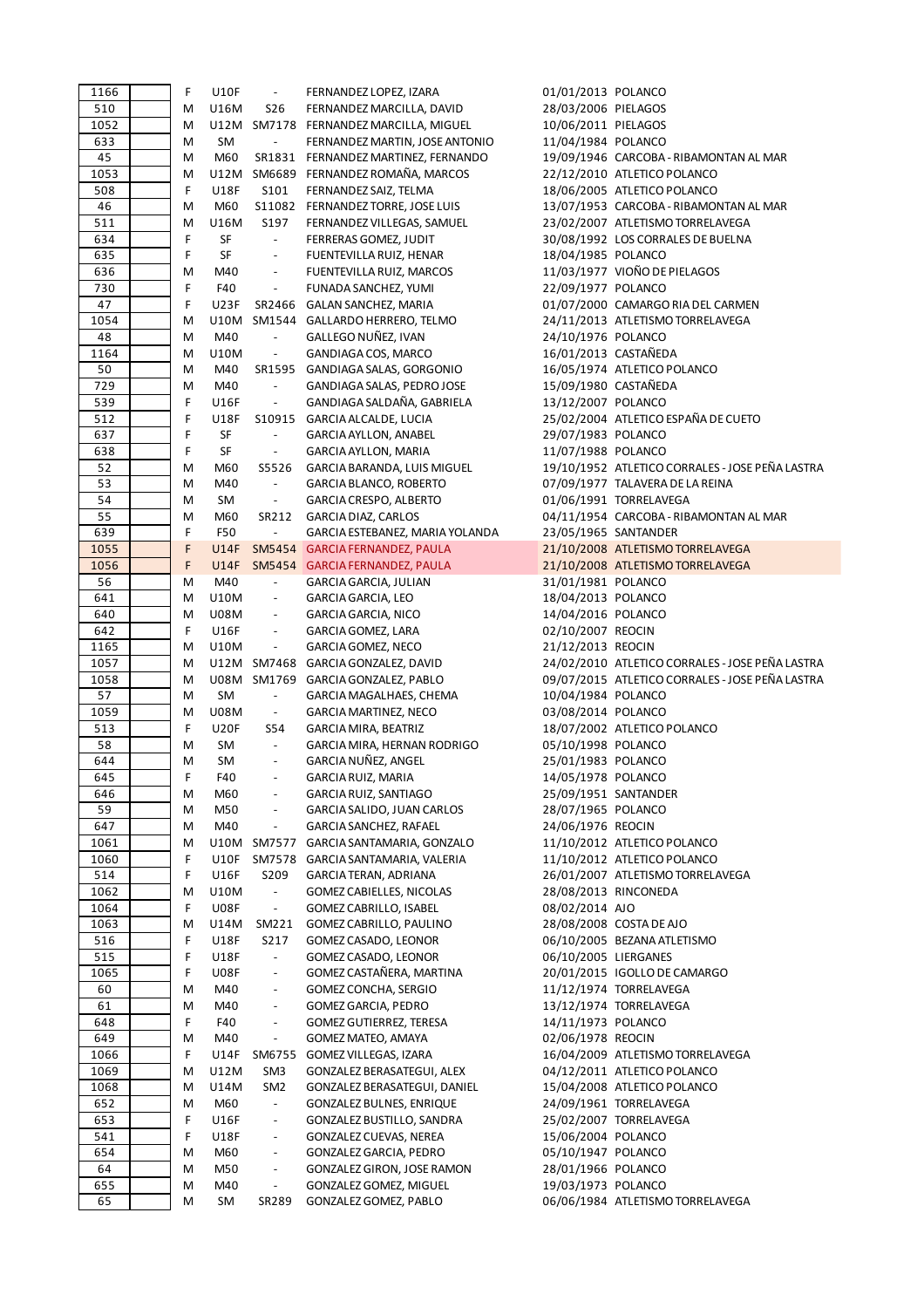| | | | | | | | |
|---|---|---|---|---|---|---|---|
| 1166 | | F | U10F | - | FERNANDEZ LOPEZ, IZARA | 01/01/2013 | POLANCO |
| 510 | | M | U16M | S26 | FERNANDEZ MARCILLA, DAVID | 28/03/2006 | PIELAGOS |
| 1052 | | M | U12M | SM7178 | FERNANDEZ MARCILLA, MIGUEL | 10/06/2011 | PIELAGOS |
| 633 | | M | SM | - | FERNANDEZ MARTIN, JOSE ANTONIO | 11/04/1984 | POLANCO |
| 45 | | M | M60 | SR1831 | FERNANDEZ MARTINEZ, FERNANDO | 19/09/1946 | CARCOBA - RIBAMONTAN AL MAR |
| 1053 | | M | U12M | SM6689 | FERNANDEZ ROMAÑA, MARCOS | 22/12/2010 | ATLETICO POLANCO |
| 508 | | F | U18F | S101 | FERNANDEZ SAIZ, TELMA | 18/06/2005 | ATLETICO POLANCO |
| 46 | | M | M60 | S11082 | FERNANDEZ TORRE, JOSE LUIS | 13/07/1953 | CARCOBA - RIBAMONTAN AL MAR |
| 511 | | M | U16M | S197 | FERNANDEZ VILLEGAS, SAMUEL | 23/02/2007 | ATLETISMO TORRELAVEGA |
| 634 | | F | SF | - | FERRERAS GOMEZ, JUDIT | 30/08/1992 | LOS CORRALES DE BUELNA |
| 635 | | F | SF | - | FUENTEVILLA RUIZ, HENAR | 18/04/1985 | POLANCO |
| 636 | | M | M40 | - | FUENTEVILLA RUIZ, MARCOS | 11/03/1977 | VIOÑO DE PIELAGOS |
| 730 | | F | F40 | - | FUNADA SANCHEZ, YUMI | 22/09/1977 | POLANCO |
| 47 | | F | U23F | SR2466 | GALAN SANCHEZ, MARIA | 01/07/2000 | CAMARGO RIA DEL CARMEN |
| 1054 | | M | U10M | SM1544 | GALLARDO HERRERO, TELMO | 24/11/2013 | ATLETISMO TORRELAVEGA |
| 48 | | M | M40 | - | GALLEGO NUÑEZ, IVAN | 24/10/1976 | POLANCO |
| 1164 | | M | U10M | - | GANDIAGA COS, MARCO | 16/01/2013 | CASTAÑEDA |
| 50 | | M | M40 | SR1595 | GANDIAGA SALAS, GORGONIO | 16/05/1974 | ATLETICO POLANCO |
| 729 | | M | M40 | - | GANDIAGA SALAS, PEDRO JOSE | 15/09/1980 | CASTAÑEDA |
| 539 | | F | U16F | - | GANDIAGA SALDAÑA, GABRIELA | 13/12/2007 | POLANCO |
| 512 | | F | U18F | S10915 | GARCIA ALCALDE, LUCIA | 25/02/2004 | ATLETICO ESPAÑA DE CUETO |
| 637 | | F | SF | - | GARCIA AYLLON, ANABEL | 29/07/1983 | POLANCO |
| 638 | | F | SF | - | GARCIA AYLLON, MARIA | 11/07/1988 | POLANCO |
| 52 | | M | M60 | S5526 | GARCIA BARANDA, LUIS MIGUEL | 19/10/1952 | ATLETICO CORRALES - JOSE PEÑA LASTRA |
| 53 | | M | M40 | - | GARCIA BLANCO, ROBERTO | 07/09/1977 | TALAVERA DE LA REINA |
| 54 | | M | SM | - | GARCIA CRESPO, ALBERTO | 01/06/1991 | TORRELAVEGA |
| 55 | | M | M60 | SR212 | GARCIA DIAZ, CARLOS | 04/11/1954 | CARCOBA - RIBAMONTAN AL MAR |
| 639 | | F | F50 | - | GARCIA ESTEBANEZ, MARIA YOLANDA | 23/05/1965 | SANTANDER |
| 1055 | | F | U14F | SM5454 | GARCIA FERNANDEZ, PAULA | 21/10/2008 | ATLETISMO TORRELAVEGA |
| 1056 | | F | U14F | SM5454 | GARCIA FERNANDEZ, PAULA | 21/10/2008 | ATLETISMO TORRELAVEGA |
| 56 | | M | M40 | - | GARCIA GARCIA, JULIAN | 31/01/1981 | POLANCO |
| 641 | | M | U10M | - | GARCIA GARCIA, LEO | 18/04/2013 | POLANCO |
| 640 | | M | U08M | - | GARCIA GARCIA, NICO | 14/04/2016 | POLANCO |
| 642 | | F | U16F | - | GARCIA GOMEZ, LARA | 02/10/2007 | REOCIN |
| 1165 | | M | U10M | - | GARCIA GOMEZ, NECO | 21/12/2013 | REOCIN |
| 1057 | | M | U12M | SM7468 | GARCIA GONZALEZ, DAVID | 24/02/2010 | ATLETICO CORRALES - JOSE PEÑA LASTRA |
| 1058 | | M | U08M | SM1769 | GARCIA GONZALEZ, PABLO | 09/07/2015 | ATLETICO CORRALES - JOSE PEÑA LASTRA |
| 57 | | M | SM | - | GARCIA MAGALHAES, CHEMA | 10/04/1984 | POLANCO |
| 1059 | | M | U08M | - | GARCIA MARTINEZ, NECO | 03/08/2014 | POLANCO |
| 513 | | F | U20F | S54 | GARCIA MIRA, BEATRIZ | 18/07/2002 | ATLETICO POLANCO |
| 58 | | M | SM | - | GARCIA MIRA, HERNAN RODRIGO | 05/10/1998 | POLANCO |
| 644 | | M | SM | - | GARCIA NUÑEZ, ANGEL | 25/01/1983 | POLANCO |
| 645 | | F | F40 | - | GARCIA RUIZ, MARIA | 14/05/1978 | POLANCO |
| 646 | | M | M60 | - | GARCIA RUIZ, SANTIAGO | 25/09/1951 | SANTANDER |
| 59 | | M | M50 | - | GARCIA SALIDO, JUAN CARLOS | 28/07/1965 | POLANCO |
| 647 | | M | M40 | - | GARCIA SANCHEZ, RAFAEL | 24/06/1976 | REOCIN |
| 1061 | | M | U10M | SM7577 | GARCIA SANTAMARIA, GONZALO | 11/10/2012 | ATLETICO POLANCO |
| 1060 | | F | U10F | SM7578 | GARCIA SANTAMARIA, VALERIA | 11/10/2012 | ATLETICO POLANCO |
| 514 | | F | U16F | S209 | GARCIA TERAN, ADRIANA | 26/01/2007 | ATLETISMO TORRELAVEGA |
| 1062 | | M | U10M | - | GOMEZ CABIELLES, NICOLAS | 28/08/2013 | RINCONEDA |
| 1064 | | F | U08F | - | GOMEZ CABRILLO, ISABEL | 08/02/2014 | AJO |
| 1063 | | M | U14M | SM221 | GOMEZ CABRILLO, PAULINO | 28/08/2008 | COSTA DE AJO |
| 516 | | F | U18F | S217 | GOMEZ CASADO, LEONOR | 06/10/2005 | BEZANA ATLETISMO |
| 515 | | F | U18F | - | GOMEZ CASADO, LEONOR | 06/10/2005 | LIERGANES |
| 1065 | | F | U08F | - | GOMEZ CASTAÑERA, MARTINA | 20/01/2015 | IGOLLO DE CAMARGO |
| 60 | | M | M40 | - | GOMEZ CONCHA, SERGIO | 11/12/1974 | TORRELAVEGA |
| 61 | | M | M40 | - | GOMEZ GARCIA, PEDRO | 13/12/1974 | TORRELAVEGA |
| 648 | | F | F40 | - | GOMEZ GUTIERREZ, TERESA | 14/11/1973 | POLANCO |
| 649 | | M | M40 | - | GOMEZ MATEO, AMAYA | 02/06/1978 | REOCIN |
| 1066 | | F | U14F | SM6755 | GOMEZ VILLEGAS, IZARA | 16/04/2009 | ATLETISMO TORRELAVEGA |
| 1069 | | M | U12M | SM3 | GONZALEZ BERASATEGUI, ALEX | 04/12/2011 | ATLETICO POLANCO |
| 1068 | | M | U14M | SM2 | GONZALEZ BERASATEGUI, DANIEL | 15/04/2008 | ATLETICO POLANCO |
| 652 | | M | M60 | - | GONZALEZ BULNES, ENRIQUE | 24/09/1961 | TORRELAVEGA |
| 653 | | F | U16F | - | GONZALEZ BUSTILLO, SANDRA | 25/02/2007 | TORRELAVEGA |
| 541 | | F | U18F | - | GONZALEZ CUEVAS, NEREA | 15/06/2004 | POLANCO |
| 654 | | M | M60 | - | GONZALEZ GARCIA, PEDRO | 05/10/1947 | POLANCO |
| 64 | | M | M50 | - | GONZALEZ GIRON, JOSE RAMON | 28/01/1966 | POLANCO |
| 655 | | M | M40 | - | GONZALEZ GOMEZ, MIGUEL | 19/03/1973 | POLANCO |
| 65 | | M | SM | SR289 | GONZALEZ GOMEZ, PABLO | 06/06/1984 | ATLETISMO TORRELAVEGA |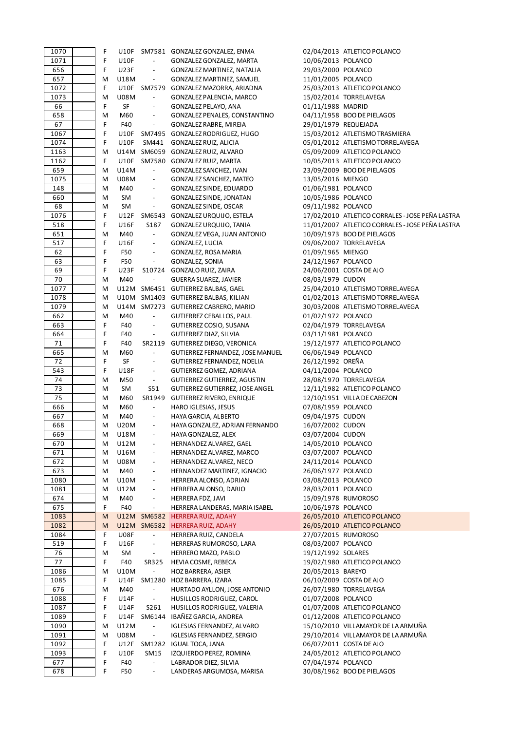| | | | | | | | |
|---|---|---|---|---|---|---|---|
| 1070 | | F | U10F | SM7581 | GONZALEZ GONZALEZ, ENMA | 02/04/2013 | ATLETICO POLANCO |
| 1071 | | F | U10F | - | GONZALEZ GONZALEZ, MARTA | 10/06/2013 | POLANCO |
| 656 | | F | U23F | - | GONZALEZ MARTINEZ, NATALIA | 29/03/2000 | POLANCO |
| 657 | | M | U18M | - | GONZALEZ MARTINEZ, SAMUEL | 11/01/2005 | POLANCO |
| 1072 | | F | U10F | SM7579 | GONZALEZ MAZORRA, ARIADNA | 25/03/2013 | ATLETICO POLANCO |
| 1073 | | M | U08M | - | GONZALEZ PALENCIA, MARCO | 15/02/2014 | TORRELAVEGA |
| 66 | | F | SF | - | GONZALEZ PELAYO, ANA | 01/11/1988 | MADRID |
| 658 | | M | M60 | - | GONZALEZ PENALES, CONSTANTINO | 04/11/1958 | BOO DE PIELAGOS |
| 67 | | F | F40 | - | GONZALEZ RABRE, MIREIA | 29/01/1979 | REQUEJADA |
| 1067 | | F | U10F | SM7495 | GONZALEZ RODRIGUEZ, HUGO | 15/03/2012 | ATLETISMO TRASMIERA |
| 1074 | | F | U10F | SM441 | GONZALEZ RUIZ, ALICIA | 05/01/2012 | ATLETISMO TORRELAVEGA |
| 1163 | | M | U14M | SM6059 | GONZALEZ RUIZ, ALVARO | 05/09/2009 | ATLETICO POLANCO |
| 1162 | | F | U10F | SM7580 | GONZALEZ RUIZ, MARTA | 10/05/2013 | ATLETICO POLANCO |
| 659 | | M | U14M | - | GONZALEZ SANCHEZ, IVAN | 23/09/2009 | BOO DE PIELAGOS |
| 1075 | | M | U08M | - | GONZALEZ SANCHEZ, MATEO | 13/05/2016 | MIENGO |
| 148 | | M | M40 | - | GONZALEZ SINDE, EDUARDO | 01/06/1981 | POLANCO |
| 660 | | M | SM | - | GONZALEZ SINDE, JONATAN | 10/05/1986 | POLANCO |
| 68 | | M | SM | - | GONZALEZ SINDE, OSCAR | 09/11/1982 | POLANCO |
| 1076 | | F | U12F | SM6543 | GONZALEZ URQUIJO, ESTELA | 17/02/2010 | ATLETICO CORRALES - JOSE PEÑA LASTRA |
| 518 | | F | U16F | S187 | GONZALEZ URQUIJO, TANIA | 11/01/2007 | ATLETICO CORRALES - JOSE PEÑA LASTRA |
| 651 | | M | M40 | - | GONZALEZ VEGA, JUAN ANTONIO | 10/09/1973 | BOO DE PIELAGOS |
| 517 | | F | U16F | - | GONZALEZ, LUCIA | 09/06/2007 | TORRELAVEGA |
| 62 | | F | F50 | - | GONZALEZ, ROSA MARIA | 01/09/1965 | MIENGO |
| 63 | | F | F50 | - | GONZALEZ, SONIA | 24/12/1967 | POLANCO |
| 69 | | F | U23F | S10724 | GONZALO RUIZ, ZAIRA | 24/06/2001 | COSTA DE AJO |
| 70 | | M | M40 | - | GUERRA SUAREZ, JAVIER | 08/03/1979 | CUDON |
| 1077 | | M | U12M | SM6451 | GUTIERREZ BALBAS, GAEL | 25/04/2010 | ATLETISMO TORRELAVEGA |
| 1078 | | M | U10M | SM1403 | GUTIERREZ BALBAS, KILIAN | 01/02/2013 | ATLETISMO TORRELAVEGA |
| 1079 | | M | U14M | SM7273 | GUTIERREZ CABRERO, MARIO | 30/03/2008 | ATLETISMO TORRELAVEGA |
| 662 | | M | M40 | - | GUTIERREZ CEBALLOS, PAUL | 01/02/1972 | POLANCO |
| 663 | | F | F40 | - | GUTIERREZ COSIO, SUSANA | 02/04/1979 | TORRELAVEGA |
| 664 | | F | F40 | - | GUTIERREZ DIAZ, SILVIA | 03/11/1981 | POLANCO |
| 71 | | F | F40 | SR2119 | GUTIERREZ DIEGO, VERONICA | 19/12/1977 | ATLETICO POLANCO |
| 665 | | M | M60 | - | GUTIERREZ FERNANDEZ, JOSE MANUEL | 06/06/1949 | POLANCO |
| 72 | | F | SF | - | GUTIERREZ FERNANDEZ, NOELIA | 26/12/1992 | OREÑA |
| 543 | | F | U18F | - | GUTIERREZ GOMEZ, ADRIANA | 04/11/2004 | POLANCO |
| 74 | | M | M50 | - | GUTIERREZ GUTIERREZ, AGUSTIN | 28/08/1970 | TORRELAVEGA |
| 73 | | M | SM | S51 | GUTIERREZ GUTIERREZ, JOSE ANGEL | 12/11/1982 | ATLETICO POLANCO |
| 75 | | M | M60 | SR1949 | GUTIERREZ RIVERO, ENRIQUE | 12/10/1951 | VILLA DE CABEZON |
| 666 | | M | M60 | - | HARO IGLESIAS, JESUS | 07/08/1959 | POLANCO |
| 667 | | M | M40 | - | HAYA GARCIA, ALBERTO | 09/04/1975 | CUDON |
| 668 | | M | U20M | - | HAYA GONZALEZ, ADRIAN FERNANDO | 16/07/2002 | CUDON |
| 669 | | M | U18M | - | HAYA GONZALEZ, ALEX | 03/07/2004 | CUDON |
| 670 | | M | U12M | - | HERNANDEZ ALVAREZ, GAEL | 14/05/2010 | POLANCO |
| 671 | | M | U16M | - | HERNANDEZ ALVAREZ, MARCO | 03/07/2007 | POLANCO |
| 672 | | M | U08M | - | HERNANDEZ ALVAREZ, NECO | 24/11/2014 | POLANCO |
| 673 | | M | M40 | - | HERNANDEZ MARTINEZ, IGNACIO | 26/06/1977 | POLANCO |
| 1080 | | M | U10M | - | HERRERA ALONSO, ADRIAN | 03/08/2013 | POLANCO |
| 1081 | | M | U12M | - | HERRERA ALONSO, DARIO | 28/03/2011 | POLANCO |
| 674 | | M | M40 | - | HERRERA FDZ, JAVI | 15/09/1978 | RUMOROSO |
| 675 | | F | F40 | - | HERRERA LANDERAS, MARIA ISABEL | 10/06/1978 | POLANCO |
| 1083 | | M | U12M | SM6582 | HERRERA RUIZ, ADAHY | 26/05/2010 | ATLETICO POLANCO |
| 1082 | | M | U12M | SM6582 | HERRERA RUIZ, ADAHY | 26/05/2010 | ATLETICO POLANCO |
| 1084 | | F | U08F | - | HERRERA RUIZ, CANDELA | 27/07/2015 | RUMOROSO |
| 519 | | F | U16F | - | HERRERAS RUMOROSO, LARA | 08/03/2007 | POLANCO |
| 76 | | M | SM | - | HERRERO MAZO, PABLO | 19/12/1992 | SOLARES |
| 77 | | F | F40 | SR325 | HEVIA COSME, REBECA | 19/02/1980 | ATLETICO POLANCO |
| 1086 | | M | U10M | - | HOZ BARRERA, ASIER | 20/05/2013 | BAREYO |
| 1085 | | F | U14F | SM1280 | HOZ BARRERA, IZARA | 06/10/2009 | COSTA DE AJO |
| 676 | | M | M40 | - | HURTADO AYLLON, JOSE ANTONIO | 26/07/1980 | TORRELAVEGA |
| 1088 | | F | U14F | - | HUSILLOS RODRIGUEZ, CAROL | 01/07/2008 | POLANCO |
| 1087 | | F | U14F | S261 | HUSILLOS RODRIGUEZ, VALERIA | 01/07/2008 | ATLETICO POLANCO |
| 1089 | | F | U14F | SM6144 | IBAÑEZ GARCIA, ANDREA | 01/12/2008 | ATLETICO POLANCO |
| 1090 | | M | U12M | - | IGLESIAS FERNANDEZ, ALVARO | 15/10/2010 | VILLAMAYOR DE LA ARMUÑA |
| 1091 | | M | U08M | - | IGLESIAS FERNANDEZ, SERGIO | 29/10/2014 | VILLAMAYOR DE LA ARMUÑA |
| 1092 | | F | U12F | SM1282 | IGUAL TOCA, JANA | 06/07/2011 | COSTA DE AJO |
| 1093 | | F | U10F | SM15 | IZQUIERDO PEREZ, ROMINA | 24/05/2012 | ATLETICO POLANCO |
| 677 | | F | F40 | - | LABRADOR DIEZ, SILVIA | 07/04/1974 | POLANCO |
| 678 | | F | F50 | - | LANDERAS ARGUMOSA, MARISA | 30/08/1962 | BOO DE PIELAGOS |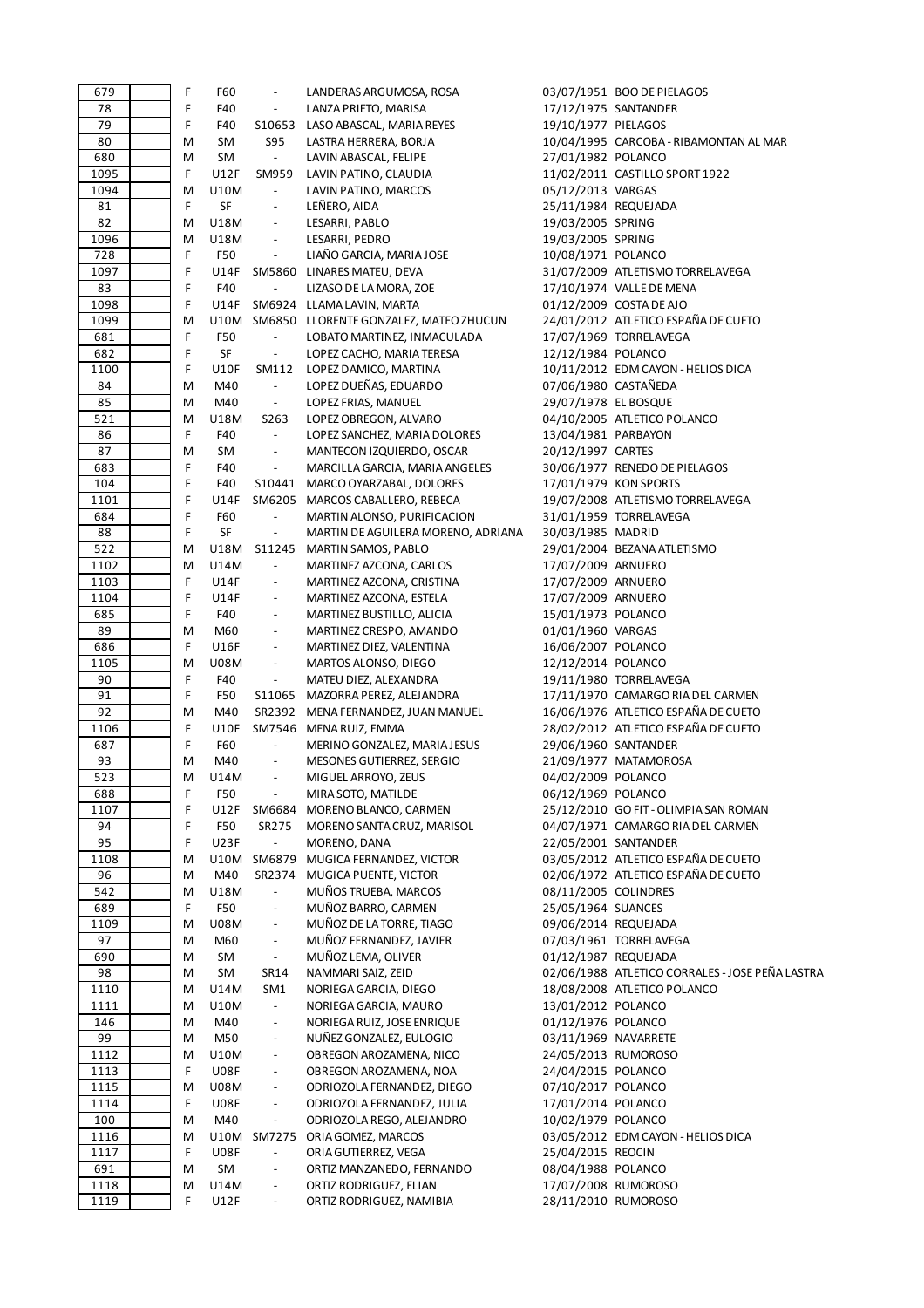| | | | | | | | |
|---|---|---|---|---|---|---|---|
| 679 | | F | F60 | - | LANDERAS ARGUMOSA, ROSA | 03/07/1951 | BOO DE PIELAGOS |
| 78 | | F | F40 | - | LANZA PRIETO, MARISA | 17/12/1975 | SANTANDER |
| 79 | | F | F40 | S10653 | LASO ABASCAL, MARIA REYES | 19/10/1977 | PIELAGOS |
| 80 | | M | SM | S95 | LASTRA HERRERA, BORJA | 10/04/1995 | CARCOBA - RIBAMONTAN AL MAR |
| 680 | | M | SM | - | LAVIN ABASCAL, FELIPE | 27/01/1982 | POLANCO |
| 1095 | | F | U12F | SM959 | LAVIN PATINO, CLAUDIA | 11/02/2011 | CASTILLO SPORT 1922 |
| 1094 | | M | U10M | - | LAVIN PATINO, MARCOS | 05/12/2013 | VARGAS |
| 81 | | F | SF | - | LEÑERO, AIDA | 25/11/1984 | REQUEJADA |
| 82 | | M | U18M | - | LESARRI, PABLO | 19/03/2005 | SPRING |
| 1096 | | M | U18M | - | LESARRI, PEDRO | 19/03/2005 | SPRING |
| 728 | | F | F50 | - | LIAÑO GARCIA, MARIA JOSE | 10/08/1971 | POLANCO |
| 1097 | | F | U14F | SM5860 | LINARES MATEU, DEVA | 31/07/2009 | ATLETISMO TORRELAVEGA |
| 83 | | F | F40 | - | LIZASO DE LA MORA, ZOE | 17/10/1974 | VALLE DE MENA |
| 1098 | | F | U14F | SM6924 | LLAMA LAVIN, MARTA | 01/12/2009 | COSTA DE AJO |
| 1099 | | M | U10M | SM6850 | LLORENTE GONZALEZ, MATEO ZHUCUN | 24/01/2012 | ATLETICO ESPAÑA DE CUETO |
| 681 | | F | F50 | - | LOBATO MARTINEZ, INMACULADA | 17/07/1969 | TORRELAVEGA |
| 682 | | F | SF | - | LOPEZ CACHO, MARIA TERESA | 12/12/1984 | POLANCO |
| 1100 | | F | U10F | SM112 | LOPEZ DAMICO, MARTINA | 10/11/2012 | EDM CAYON - HELIOS DICA |
| 84 | | M | M40 | - | LOPEZ DUEÑAS, EDUARDO | 07/06/1980 | CASTAÑEDA |
| 85 | | M | M40 | - | LOPEZ FRIAS, MANUEL | 29/07/1978 | EL BOSQUE |
| 521 | | M | U18M | S263 | LOPEZ OBREGON, ALVARO | 04/10/2005 | ATLETICO POLANCO |
| 86 | | F | F40 | - | LOPEZ SANCHEZ, MARIA DOLORES | 13/04/1981 | PARBAYON |
| 87 | | M | SM | - | MANTECON IZQUIERDO, OSCAR | 20/12/1997 | CARTES |
| 683 | | F | F40 | - | MARCILLA GARCIA, MARIA ANGELES | 30/06/1977 | RENEDO DE PIELAGOS |
| 104 | | F | F40 | S10441 | MARCO OYARZABAL, DOLORES | 17/01/1979 | KON SPORTS |
| 1101 | | F | U14F | SM6205 | MARCOS CABALLERO, REBECA | 19/07/2008 | ATLETISMO TORRELAVEGA |
| 684 | | F | F60 | - | MARTIN ALONSO, PURIFICACION | 31/01/1959 | TORRELAVEGA |
| 88 | | F | SF | - | MARTIN DE AGUILERA MORENO, ADRIANA | 30/03/1985 | MADRID |
| 522 | | M | U18M | S11245 | MARTIN SAMOS, PABLO | 29/01/2004 | BEZANA ATLETISMO |
| 1102 | | M | U14M | - | MARTINEZ AZCONA, CARLOS | 17/07/2009 | ARNUERO |
| 1103 | | F | U14F | - | MARTINEZ AZCONA, CRISTINA | 17/07/2009 | ARNUERO |
| 1104 | | F | U14F | - | MARTINEZ AZCONA, ESTELA | 17/07/2009 | ARNUERO |
| 685 | | F | F40 | - | MARTINEZ BUSTILLO, ALICIA | 15/01/1973 | POLANCO |
| 89 | | M | M60 | - | MARTINEZ CRESPO, AMANDO | 01/01/1960 | VARGAS |
| 686 | | F | U16F | - | MARTINEZ DIEZ, VALENTINA | 16/06/2007 | POLANCO |
| 1105 | | M | U08M | - | MARTOS ALONSO, DIEGO | 12/12/2014 | POLANCO |
| 90 | | F | F40 | - | MATEU DIEZ, ALEXANDRA | 19/11/1980 | TORRELAVEGA |
| 91 | | F | F50 | S11065 | MAZORRA PEREZ, ALEJANDRA | 17/11/1970 | CAMARGO RIA DEL CARMEN |
| 92 | | M | M40 | SR2392 | MENA FERNANDEZ, JUAN MANUEL | 16/06/1976 | ATLETICO ESPAÑA DE CUETO |
| 1106 | | F | U10F | SM7546 | MENA RUIZ, EMMA | 28/02/2012 | ATLETICO ESPAÑA DE CUETO |
| 687 | | F | F60 | - | MERINO GONZALEZ, MARIA JESUS | 29/06/1960 | SANTANDER |
| 93 | | M | M40 | - | MESONES GUTIERREZ, SERGIO | 21/09/1977 | MATAMOROSA |
| 523 | | M | U14M | - | MIGUEL ARROYO, ZEUS | 04/02/2009 | POLANCO |
| 688 | | F | F50 | - | MIRA SOTO, MATILDE | 06/12/1969 | POLANCO |
| 1107 | | F | U12F | SM6684 | MORENO BLANCO, CARMEN | 25/12/2010 | GO FIT - OLIMPIA SAN ROMAN |
| 94 | | F | F50 | SR275 | MORENO SANTA CRUZ, MARISOL | 04/07/1971 | CAMARGO RIA DEL CARMEN |
| 95 | | F | U23F | - | MORENO, DANA | 22/05/2001 | SANTANDER |
| 1108 | | M | U10M | SM6879 | MUGICA FERNANDEZ, VICTOR | 03/05/2012 | ATLETICO ESPAÑA DE CUETO |
| 96 | | M | M40 | SR2374 | MUGICA PUENTE, VICTOR | 02/06/1972 | ATLETICO ESPAÑA DE CUETO |
| 542 | | M | U18M | - | MUÑOS TRUEBA, MARCOS | 08/11/2005 | COLINDRES |
| 689 | | F | F50 | - | MUÑOZ BARRO, CARMEN | 25/05/1964 | SUANCES |
| 1109 | | M | U08M | - | MUÑOZ DE LA TORRE, TIAGO | 09/06/2014 | REQUEJADA |
| 97 | | M | M60 | - | MUÑOZ FERNANDEZ, JAVIER | 07/03/1961 | TORRELAVEGA |
| 690 | | M | SM | - | MUÑOZ LEMA, OLIVER | 01/12/1987 | REQUEJADA |
| 98 | | M | SM | SR14 | NAMMARI SAIZ, ZEID | 02/06/1988 | ATLETICO CORRALES - JOSE PEÑA LASTRA |
| 1110 | | M | U14M | SM1 | NORIEGA GARCIA, DIEGO | 18/08/2008 | ATLETICO POLANCO |
| 1111 | | M | U10M | - | NORIEGA GARCIA, MAURO | 13/01/2012 | POLANCO |
| 146 | | M | M40 | - | NORIEGA RUIZ, JOSE ENRIQUE | 01/12/1976 | POLANCO |
| 99 | | M | M50 | - | NUÑEZ GONZALEZ, EULOGIO | 03/11/1969 | NAVARRETE |
| 1112 | | M | U10M | - | OBREGON AROZAMENA, NICO | 24/05/2013 | RUMOROSO |
| 1113 | | F | U08F | - | OBREGON AROZAMENA, NOA | 24/04/2015 | POLANCO |
| 1115 | | M | U08M | - | ODRIOZOLA FERNANDEZ, DIEGO | 07/10/2017 | POLANCO |
| 1114 | | F | U08F | - | ODRIOZOLA FERNANDEZ, JULIA | 17/01/2014 | POLANCO |
| 100 | | M | M40 | - | ODRIOZOLA REGO, ALEJANDRO | 10/02/1979 | POLANCO |
| 1116 | | M | U10M | SM7275 | ORIA GOMEZ, MARCOS | 03/05/2012 | EDM CAYON - HELIOS DICA |
| 1117 | | F | U08F | - | ORIA GUTIERREZ, VEGA | 25/04/2015 | REOCIN |
| 691 | | M | SM | - | ORTIZ MANZANEDO, FERNANDO | 08/04/1988 | POLANCO |
| 1118 | | M | U14M | - | ORTIZ RODRIGUEZ, ELIAN | 17/07/2008 | RUMOROSO |
| 1119 | | F | U12F | - | ORTIZ RODRIGUEZ, NAMIBIA | 28/11/2010 | RUMOROSO |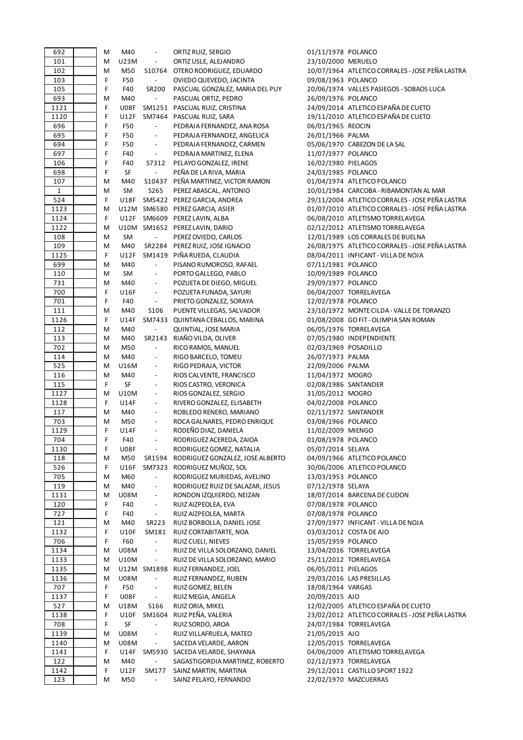| | | | | | | | |
|---|---|---|---|---|---|---|---|
| 692 | | M | M40 | - | ORTIZ RUIZ, SERGIO | 01/11/1978 | POLANCO |
| 101 | | M | U23M | - | ORTIZ USLE, ALEJANDRO | 23/10/2000 | MERUELO |
| 102 | | M | M50 | S10764 | OTERO RODRIGUEZ, EDUARDO | 10/07/1964 | ATLETICO CORRALES - JOSE PEÑA LASTRA |
| 103 | | F | F50 | - | OVIEDO QUEVEDO, JACINTA | 09/08/1963 | POLANCO |
| 105 | | F | F40 | SR200 | PASCUAL GONZALEZ, MARIA DEL PUY | 20/06/1974 | VALLES PASIEGOS - SOBAOS LUCA |
| 693 | | M | M40 | - | PASCUAL ORTIZ, PEDRO | 26/09/1976 | POLANCO |
| 1121 | | F | U08F | SM1251 | PASCUAL RUIZ, CRISTINA | 24/09/2014 | ATLETICO ESPAÑA DE CUETO |
| 1120 | | F | U12F | SM7464 | PASCUAL RUIZ, SARA | 19/11/2010 | ATLETICO ESPAÑA DE CUETO |
| 696 | | F | F50 | - | PEDRAJA FERNANDEZ, ANA ROSA | 06/01/1965 | REOCIN |
| 695 | | F | F50 | - | PEDRAJA FERNANDEZ, ANGELICA | 26/01/1966 | PALMA |
| 694 | | F | F50 | - | PEDRAJA FERNANDEZ, CARMEN | 05/06/1970 | CABEZON DE LA SAL |
| 697 | | F | F40 | - | PEDRAJA MARTINEZ, ELENA | 11/07/1977 | POLANCO |
| 106 | | F | F40 | S7312 | PELAYO GONZALEZ, IRENE | 16/02/1980 | PIELAGOS |
| 698 | | F | SF | - | PEÑA DE LA RIVA, MARIA | 24/03/1985 | POLANCO |
| 107 | | M | M40 | S10437 | PEÑA MARTINEZ, VICTOR RAMON | 01/04/1974 | ATLETICO POLANCO |
| 1 | | M | SM | S265 | PEREZ ABASCAL, ANTONIO | 10/01/1984 | CARCOBA - RIBAMONTAN AL MAR |
| 524 | | F | U18F | SM5422 | PEREZ GARCIA, ANDREA | 29/11/2004 | ATLETICO CORRALES - JOSE PEÑA LASTRA |
| 1123 | | M | U12M | SM6580 | PEREZ GARCIA, ASIER | 01/07/2010 | ATLETICO CORRALES - JOSE PEÑA LASTRA |
| 1124 | | F | U12F | SM6609 | PEREZ LAVIN, ALBA | 06/08/2010 | ATLETISMO TORRELAVEGA |
| 1122 | | M | U10M | SM1652 | PEREZ LAVIN, DARIO | 02/12/2012 | ATLETISMO TORRELAVEGA |
| 108 | | M | SM | - | PEREZ OVIEDO, CARLOS | 12/01/1989 | LOS CORRALES DE BUELNA |
| 109 | | M | M40 | SR2284 | PEREZ RUIZ, JOSE IGNACIO | 26/08/1975 | ATLETICO CORRALES - JOSE PEÑA LASTRA |
| 1125 | | F | U12F | SM1419 | PIÑA RUEDA, CLAUDIA | 08/04/2011 | INFICANT - VILLA DE NOJA |
| 699 | | M | M40 | - | PISANO RUMOROSO, RAFAEL | 07/11/1981 | POLANCO |
| 110 | | M | SM | - | PORTO GALLEGO, PABLO | 10/09/1989 | POLANCO |
| 731 | | M | M40 | - | POZUETA DE DIEGO, MIGUEL | 29/09/1977 | POLANCO |
| 700 | | F | U16F | - | POZUETA FUNADA, SAYURI | 06/04/2007 | TORRELAVEGA |
| 701 | | F | F40 | - | PRIETO GONZALEZ, SORAYA | 12/02/1978 | POLANCO |
| 111 | | M | M40 | S106 | PUENTE VILLEGAS, SALVADOR | 23/10/1972 | MONTE CILDA - VALLE DE TORANZO |
| 1126 | | F | U14F | SM7433 | QUINTANA CEBALLOS, MARINA | 01/08/2008 | GO FIT - OLIMPIA SAN ROMAN |
| 112 | | M | M40 | - | QUINTIAL, JOSE MARIA | 06/05/1976 | TORRELAVEGA |
| 113 | | M | M40 | SR2143 | RIAÑO VILDA, OLIVER | 07/05/1980 | INDEPENDIENTE |
| 702 | | M | M50 | - | RICO RAMOS, MANUEL | 02/03/1969 | POSADILLO |
| 114 | | M | M40 | - | RIGO BARCELO, TOMEU | 26/07/1973 | PALMA |
| 525 | | M | U16M | - | RIGO PEDRAJA, VICTOR | 22/09/2006 | PALMA |
| 116 | | M | M40 | - | RIOS CALVENTE, FRANCISCO | 11/04/1972 | MOGRO |
| 115 | | F | SF | - | RIOS CASTRO, VERONICA | 02/08/1986 | SANTANDER |
| 1127 | | M | U10M | - | RIOS GONZALEZ, SERGIO | 31/05/2012 | MOGRO |
| 1128 | | F | U14F | - | RIVERO GONZALEZ, ELISABETH | 04/02/2008 | POLANCO |
| 117 | | M | M40 | - | ROBLEDO RENERO, MARIANO | 02/11/1972 | SANTANDER |
| 703 | | M | M50 | - | ROCA GALNARES, PEDRO ENRIQUE | 03/08/1966 | POLANCO |
| 1129 | | F | U14F | - | RODEÑO DIAZ, DANIELA | 11/02/2009 | MIENGO |
| 704 | | F | F40 | - | RODRIGUEZ ACEREDA, ZAIOA | 01/08/1978 | POLANCO |
| 1130 | | F | U08F | - | RODRIGUEZ GOMEZ, NATALIA | 05/07/2014 | SELAYA |
| 118 | | M | M50 | SR1594 | RODRIGUEZ GONZALEZ, JOSE ALBERTO | 04/09/1966 | ATLETICO POLANCO |
| 526 | | F | U16F | SM7323 | RODRIGUEZ MUÑOZ, SOL | 30/06/2006 | ATLETICO POLANCO |
| 705 | | M | M60 | - | RODRIGUEZ MURIEDAS, AVELINO | 13/03/1953 | POLANCO |
| 119 | | M | M40 | - | RODRIGUEZ RUIZ DE SALAZAR, JESUS | 07/12/1978 | SELAYA |
| 1131 | | M | U08M | - | RONDON IZQUIERDO, NEIZAN | 18/07/2014 | BARCENA DE CUDON |
| 120 | | F | F40 | - | RUIZ AIZPEOLEA, EVA | 07/08/1978 | POLANCO |
| 727 | | F | F40 | - | RUIZ AIZPEOLEA, MARTA | 07/08/1978 | POLANCO |
| 121 | | M | M40 | SR223 | RUIZ BORBOLLA, DANIEL JOSE | 27/09/1977 | INFICANT - VILLA DE NOJA |
| 1132 | | F | U10F | SM181 | RUIZ CORTABITARTE, NOA | 03/03/2012 | COSTA DE AJO |
| 706 | | F | F60 | - | RUIZ CUELI, NIEVES | 15/05/1959 | POLANCO |
| 1134 | | M | U08M | - | RUIZ DE VILLA SOLORZANO, DANIEL | 13/04/2016 | TORRELAVEGA |
| 1133 | | M | U10M | - | RUIZ DE VILLA SOLORZANO, MARIO | 25/11/2012 | TORRELAVEGA |
| 1135 | | M | U12M | SM1898 | RUIZ FERNANDEZ, JOEL | 06/05/2011 | PIELAGOS |
| 1136 | | M | U08M | - | RUIZ FERNANDEZ, RUBEN | 29/03/2016 | LAS PRESILLAS |
| 707 | | F | F50 | - | RUIZ GOMEZ, BELEN | 18/08/1964 | VARGAS |
| 1137 | | F | U08F | - | RUIZ MEGIA, ANGELA | 20/09/2015 | AJO |
| 527 | | M | U18M | S166 | RUIZ ORIA, MIKEL | 12/02/2005 | ATLETICO ESPAÑA DE CUETO |
| 1138 | | F | U10F | SM1604 | RUIZ PEÑA, VALERIA | 23/02/2012 | ATLETICO CORRALES - JOSE PEÑA LASTRA |
| 708 | | F | SF | - | RUIZ SORDO, AROA | 24/07/1984 | TORRELAVEGA |
| 1139 | | M | U08M | - | RUIZ VILLAFRUELA, MATEO | 21/05/2015 | AJO |
| 1140 | | M | U08M | - | SACEDA VELARDE, AARON | 12/05/2015 | TORRELAVEGA |
| 1141 | | F | U14F | SM5930 | SACEDA VELARDE, SHAYANA | 04/06/2009 | ATLETISMO TORRELAVEGA |
| 122 | | M | M40 | - | SAGASTIGORDIA MARTINEZ, ROBERTO | 02/12/1973 | TORRELAVEGA |
| 1142 | | F | U12F | SM177 | SAINZ MARTIN, MARTINA | 29/12/2011 | CASTILLO SPORT 1922 |
| 123 | | M | M50 | - | SAINZ PELAYO, FERNANDO | 22/02/1970 | MAZCUERRAS |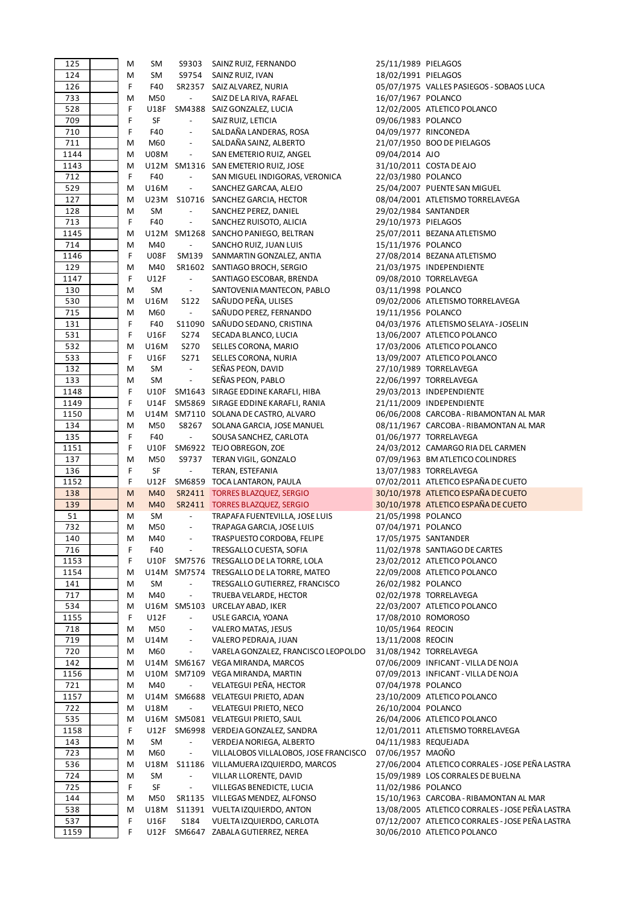| | | | | | | | |
|---|---|---|---|---|---|---|---|
| 125 | | M | SM | S9303 | SAINZ RUIZ, FERNANDO | 25/11/1989 | PIELAGOS |
| 124 | | M | SM | S9754 | SAINZ RUIZ, IVAN | 18/02/1991 | PIELAGOS |
| 126 | | F | F40 | SR2357 | SAIZ ALVAREZ, NURIA | 05/07/1975 | VALLES PASIEGOS - SOBAOS LUCA |
| 733 | | M | M50 | - | SAIZ DE LA RIVA, RAFAEL | 16/07/1967 | POLANCO |
| 528 | | F | U18F | SM4388 | SAIZ GONZALEZ, LUCIA | 12/02/2005 | ATLETICO POLANCO |
| 709 | | F | SF | - | SAIZ RUIZ, LETICIA | 09/06/1983 | POLANCO |
| 710 | | F | F40 | - | SALDAÑA LANDERAS, ROSA | 04/09/1977 | RINCONEDA |
| 711 | | M | M60 | - | SALDAÑA SAINZ, ALBERTO | 21/07/1950 | BOO DE PIELAGOS |
| 1144 | | M | U08M | - | SAN EMETERIO RUIZ, ANGEL | 09/04/2014 | AJO |
| 1143 | | M | U12M | SM1316 | SAN EMETERIO RUIZ, JOSE | 31/10/2011 | COSTA DE AJO |
| 712 | | F | F40 | - | SAN MIGUEL INDIGORAS, VERONICA | 22/03/1980 | POLANCO |
| 529 | | M | U16M | - | SANCHEZ GARCAA, ALEJO | 25/04/2007 | PUENTE SAN MIGUEL |
| 127 | | M | U23M | S10716 | SANCHEZ GARCIA, HECTOR | 08/04/2001 | ATLETISMO TORRELAVEGA |
| 128 | | M | SM | - | SANCHEZ PEREZ, DANIEL | 29/02/1984 | SANTANDER |
| 713 | | F | F40 | - | SANCHEZ RUISOTO, ALICIA | 29/10/1973 | PIELAGOS |
| 1145 | | M | U12M | SM1268 | SANCHO PANIEGO, BELTRAN | 25/07/2011 | BEZANA ATLETISMO |
| 714 | | M | M40 | - | SANCHO RUIZ, JUAN LUIS | 15/11/1976 | POLANCO |
| 1146 | | F | U08F | SM139 | SANMARTIN GONZALEZ, ANTIA | 27/08/2014 | BEZANA ATLETISMO |
| 129 | | M | M40 | SR1602 | SANTIAGO BROCH, SERGIO | 21/03/1975 | INDEPENDIENTE |
| 1147 | | F | U12F | - | SANTIAGO ESCOBAR, BRENDA | 09/08/2010 | TORRELAVEGA |
| 130 | | M | SM | - | SANTOVENIA MANTECON, PABLO | 03/11/1998 | POLANCO |
| 530 | | M | U16M | S122 | SAÑUDO PEÑA, ULISES | 09/02/2006 | ATLETISMO TORRELAVEGA |
| 715 | | M | M60 | - | SAÑUDO PEREZ, FERNANDO | 19/11/1956 | POLANCO |
| 131 | | F | F40 | S11090 | SAÑUDO SEDANO, CRISTINA | 04/03/1976 | ATLETISMO SELAYA - JOSELIN |
| 531 | | F | U16F | S274 | SECADA BLANCO, LUCIA | 13/06/2007 | ATLETICO POLANCO |
| 532 | | M | U16M | S270 | SELLES CORONA, MARIO | 17/03/2006 | ATLETICO POLANCO |
| 533 | | F | U16F | S271 | SELLES CORONA, NURIA | 13/09/2007 | ATLETICO POLANCO |
| 132 | | M | SM | - | SEÑAS PEON, DAVID | 27/10/1989 | TORRELAVEGA |
| 133 | | M | SM | - | SEÑAS PEON, PABLO | 22/06/1997 | TORRELAVEGA |
| 1148 | | F | U10F | SM1643 | SIRAGE EDDINE KARAFLI, HIBA | 29/03/2013 | INDEPENDIENTE |
| 1149 | | F | U14F | SM5869 | SIRAGE EDDINE KARAFLI, RANIA | 21/11/2009 | INDEPENDIENTE |
| 1150 | | M | U14M | SM7110 | SOLANA DE CASTRO, ALVARO | 06/06/2008 | CARCOBA - RIBAMONTAN AL MAR |
| 134 | | M | M50 | S8267 | SOLANA GARCIA, JOSE MANUEL | 08/11/1967 | CARCOBA - RIBAMONTAN AL MAR |
| 135 | | F | F40 | - | SOUSA SANCHEZ, CARLOTA | 01/06/1977 | TORRELAVEGA |
| 1151 | | F | U10F | SM6922 | TEJO OBREGON, ZOE | 24/03/2012 | CAMARGO RIA DEL CARMEN |
| 137 | | M | M50 | S9737 | TERAN VIGIL, GONZALO | 07/09/1963 | BM ATLETICO COLINDRES |
| 136 | | F | SF | - | TERAN, ESTEFANIA | 13/07/1983 | TORRELAVEGA |
| 1152 | | F | U12F | SM6859 | TOCA LANTARON, PAULA | 07/02/2011 | ATLETICO ESPAÑA DE CUETO |
| 138 | | M | M40 | SR2411 | TORRES BLAZQUEZ, SERGIO | 30/10/1978 | ATLETICO ESPAÑA DE CUETO |
| 139 | | M | M40 | SR2411 | TORRES BLAZQUEZ, SERGIO | 30/10/1978 | ATLETICO ESPAÑA DE CUETO |
| 51 | | M | SM | - | TRAPAFA FUENTEVILLA, JOSE LUIS | 21/05/1998 | POLANCO |
| 732 | | M | M50 | - | TRAPAGA GARCIA, JOSE LUIS | 07/04/1971 | POLANCO |
| 140 | | M | M40 | - | TRASPUESTO CORDOBA, FELIPE | 17/05/1975 | SANTANDER |
| 716 | | F | F40 | - | TRESGALLO CUESTA, SOFIA | 11/02/1978 | SANTIAGO DE CARTES |
| 1153 | | F | U10F | SM7576 | TRESGALLO DE LA TORRE, LOLA | 23/02/2012 | ATLETICO POLANCO |
| 1154 | | M | U14M | SM7574 | TRESGALLO DE LA TORRE, MATEO | 22/09/2008 | ATLETICO POLANCO |
| 141 | | M | SM | - | TRESGALLO GUTIERREZ, FRANCISCO | 26/02/1982 | POLANCO |
| 717 | | M | M40 | - | TRUEBA VELARDE, HECTOR | 02/02/1978 | TORRELAVEGA |
| 534 | | M | U16M | SM5103 | URCELAY ABAD, IKER | 22/03/2007 | ATLETICO POLANCO |
| 1155 | | F | U12F | - | USLE GARCIA, YOANA | 17/08/2010 | ROMOROSO |
| 718 | | M | M50 | - | VALERO MATAS, JESUS | 10/05/1964 | REOCIN |
| 719 | | M | U14M | - | VALERO PEDRAJA, JUAN | 13/11/2008 | REOCIN |
| 720 | | M | M60 | - | VARELA GONZALEZ, FRANCISCO LEOPOLDO | 31/08/1942 | TORRELAVEGA |
| 142 | | M | U14M | SM6167 | VEGA MIRANDA, MARCOS | 07/06/2009 | INFICANT - VILLA DE NOJA |
| 1156 | | M | U10M | SM7109 | VEGA MIRANDA, MARTIN | 07/09/2013 | INFICANT - VILLA DE NOJA |
| 721 | | M | M40 | - | VELATEGUI PEÑA, HECTOR | 07/04/1978 | POLANCO |
| 1157 | | M | U14M | SM6688 | VELATEGUI PRIETO, ADAN | 23/10/2009 | ATLETICO POLANCO |
| 722 | | M | U18M | - | VELATEGUI PRIETO, NECO | 26/10/2004 | POLANCO |
| 535 | | M | U16M | SM5081 | VELATEGUI PRIETO, SAUL | 26/04/2006 | ATLETICO POLANCO |
| 1158 | | F | U12F | SM6998 | VERDEJA GONZALEZ, SANDRA | 12/01/2011 | ATLETISMO TORRELAVEGA |
| 143 | | M | SM | - | VERDEJA NORIEGA, ALBERTO | 04/11/1983 | REQUEJADA |
| 723 | | M | M60 | - | VILLALOBOS VILLALOBOS, JOSE FRANCISCO | 07/06/1957 | MAOÑO |
| 536 | | M | U18M | S11186 | VILLAMUERA IZQUIERDO, MARCOS | 27/06/2004 | ATLETICO CORRALES - JOSE PEÑA LASTRA |
| 724 | | M | SM | - | VILLAR LLORENTE, DAVID | 15/09/1989 | LOS CORRALES DE BUELNA |
| 725 | | F | SF | - | VILLEGAS BENEDICTE, LUCIA | 11/02/1986 | POLANCO |
| 144 | | M | M50 | SR1135 | VILLEGAS MENDEZ, ALFONSO | 15/10/1963 | CARCOBA - RIBAMONTAN AL MAR |
| 538 | | M | U18M | S11391 | VUELTA IZQUIERDO, ANTON | 13/08/2005 | ATLETICO CORRALES - JOSE PEÑA LASTRA |
| 537 | | F | U16F | S184 | VUELTA IZQUIERDO, CARLOTA | 07/12/2007 | ATLETICO CORRALES - JOSE PEÑA LASTRA |
| 1159 | | F | U12F | SM6647 | ZABALA GUTIERREZ, NEREA | 30/06/2010 | ATLETICO POLANCO |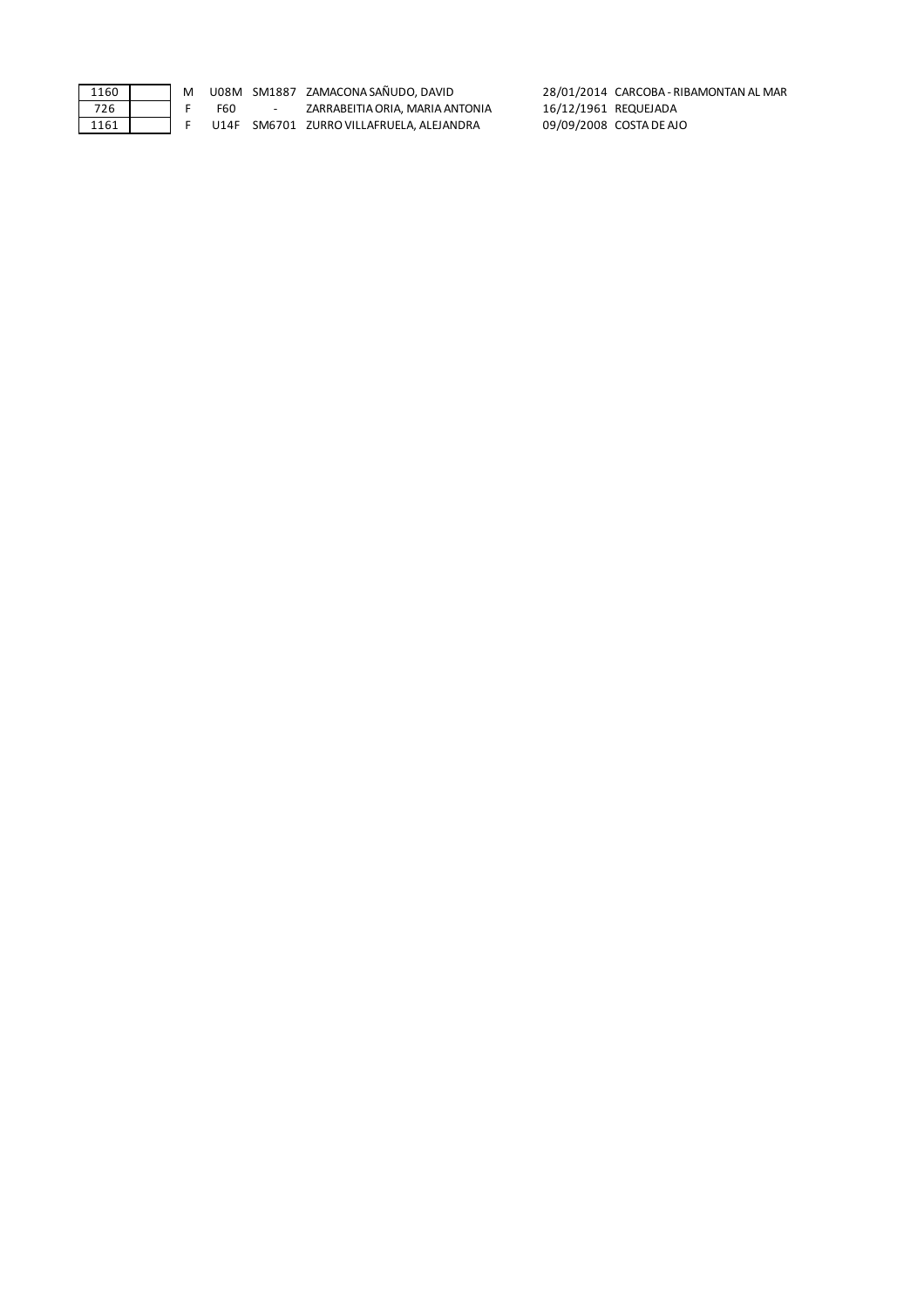| | | | | | | | |
|---|---|---|---|---|---|---|---|
| 1160 | | M | U08M | SM1887 | ZAMACONA SAÑUDO, DAVID | 28/01/2014 | CARCOBA - RIBAMONTAN AL MAR |
| 726 | | F | F60 | - | ZARRABEITIA ORIA, MARIA ANTONIA | 16/12/1961 | REQUEJADA |
| 1161 | | F | U14F | SM6701 | ZURRO VILLAFRUELA, ALEJANDRA | 09/09/2008 | COSTA DE AJO |